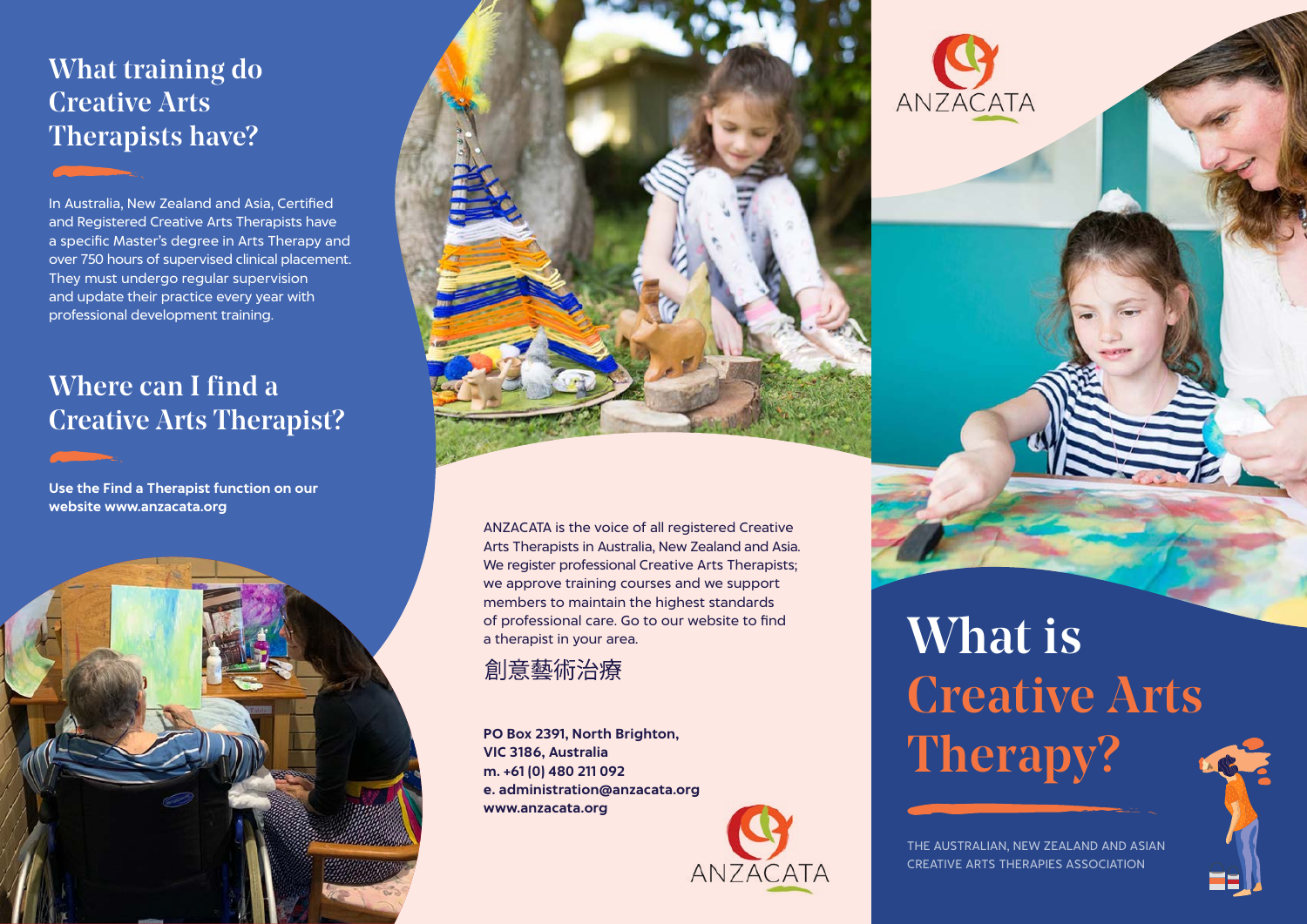## What training do Creative Arts Therapists have?

In Australia, New Zealand and Asia, Certified and Registered Creative Arts Therapists have a specific Master's degree in Arts Therapy and over 750 hours of supervised clinical placement. They must undergo regular supervision and update their practice every year with professional development training.

## Where can I find a Creative Arts Therapist?

**Use the Find a Therapist function on our website www.anzacata.org**

ANZACATA is the voice of all registered Creative Arts Therapists in Australia, New Zealand and Asia. We register professional Creative Arts Therapists; we approve training courses and we support members to maintain the highest standards of professional care. Go to our website to find a therapist in your area.

創意藝術治療

**PO Box 2391, North Brighton,**
**VIC 3186, Australia**
**m. +61 (0) 480 211 092**
**e. administration@anzacata.org**
**www.anzacata.org**

ANZACATA

ANZACATA

# What is Creative Arts Therapy?

THE AUSTRALIAN, NEW ZEALAND AND ASIAN CREATIVE ARTS THERAPIES ASSOCIATION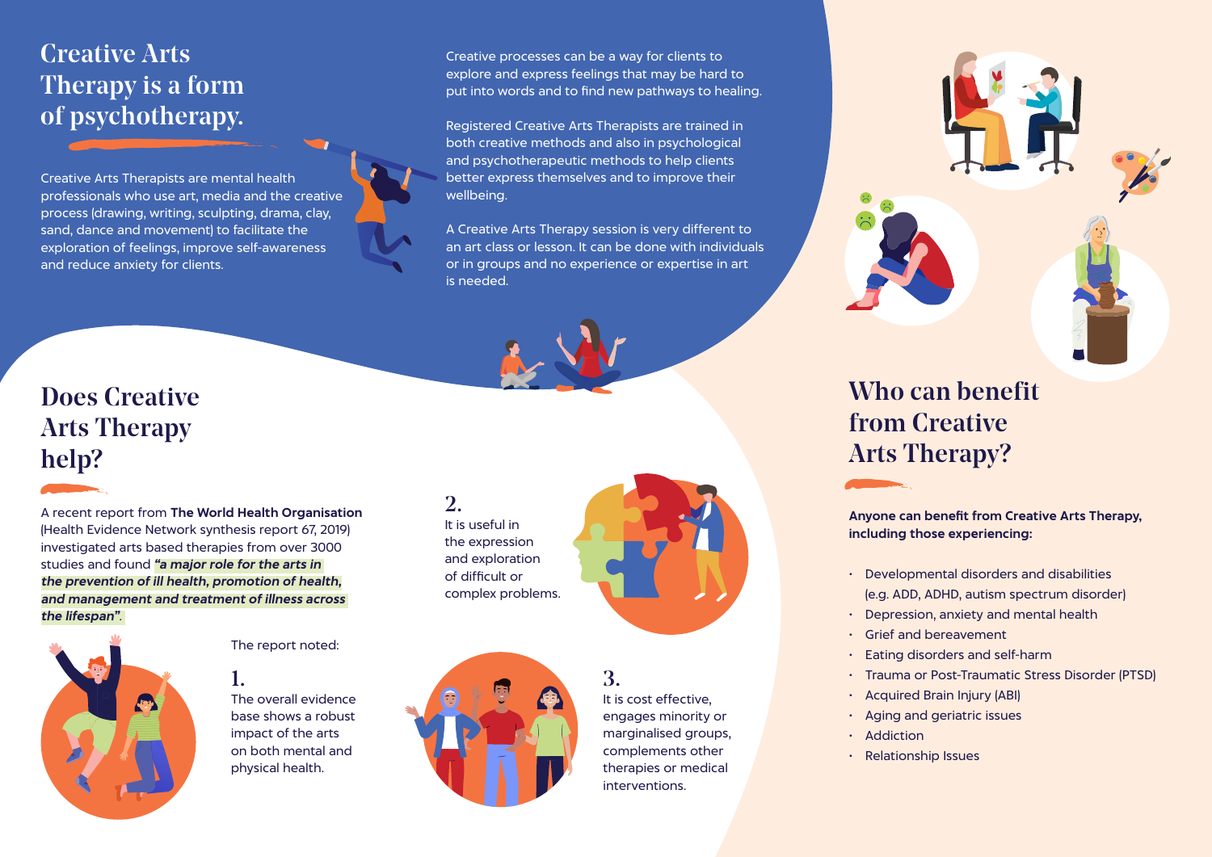# Creative Arts Therapy is a form of psychotherapy.

Creative Arts Therapists are mental health professionals who use art, media and the creative process (drawing, writing, sculpting, drama, clay, sand, dance and movement) to facilitate the exploration of feelings, improve self-awareness and reduce anxiety for clients.

Creative processes can be a way for clients to explore and express feelings that may be hard to put into words and to find new pathways to healing.

Registered Creative Arts Therapists are trained in both creative methods and also in psychological and psychotherapeutic methods to help clients better express themselves and to improve their wellbeing.

A Creative Arts Therapy session is very different to an art class or lesson. It can be done with individuals or in groups and no experience or expertise in art is needed.

# Does Creative Arts Therapy help?

A recent report from **The World Health Organisation** (Health Evidence Network synthesis report 67, 2019) investigated arts based therapies from over 3000 studies and found ***"a major role for the arts in the prevention of ill health, promotion of health, and management and treatment of illness across the lifespan".***

The report noted:

**1.** The overall evidence base shows a robust impact of the arts on both mental and physical health.

**2.** It is useful in the expression and exploration of difficult or complex problems.

**3.** It is cost effective, engages minority or marginalised groups, complements other therapies or medical interventions.

# Who can benefit from Creative Arts Therapy?

**Anyone can benefit from Creative Arts Therapy, including those experiencing:**

- Developmental disorders and disabilities (e.g. ADD, ADHD, autism spectrum disorder)
- Depression, anxiety and mental health
- Grief and bereavement
- Eating disorders and self-harm
- Trauma or Post-Traumatic Stress Disorder (PTSD)
- Acquired Brain Injury (ABI)
- Aging and geriatric issues
- Addiction
- Relationship Issues